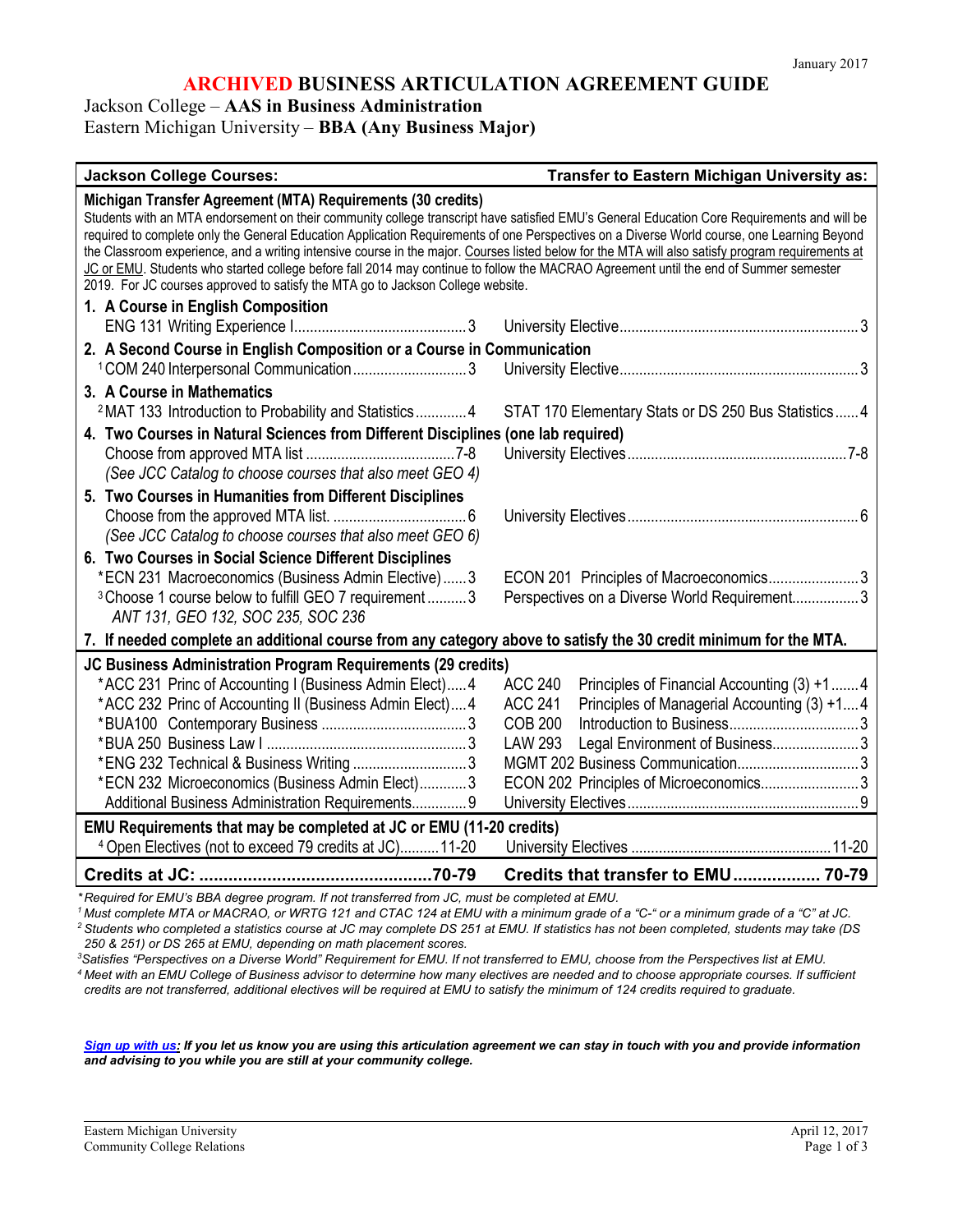January 2017

# ARCHIVED BUSINESS ARTICULATION AGREEMENT GUIDE

Jackson College – **AAS in Business Administration**
Eastern Michigan University – **BBA (Any Business Major)**

| Jackson College Courses: | Transfer to Eastern Michigan University as: |
|---|---|
| **Michigan Transfer Agreement (MTA) Requirements (30 credits)** | |
| Students with an MTA endorsement on their community college transcript have satisfied EMU's General Education Core Requirements and will be required to complete only the General Education Application Requirements of one Perspectives on a Diverse World course, one Learning Beyond the Classroom experience, and a writing intensive course in the major. Courses listed below for the MTA will also satisfy program requirements at JC or EMU. Students who started college before fall 2014 may continue to follow the MACRAO Agreement until the end of Summer semester 2019. For JC courses approved to satisfy the MTA go to Jackson College website. | |
| **1. A Course in English Composition** | |
| ENG 131 Writing Experience I ... 3 | University Elective ... 3 |
| **2. A Second Course in English Composition or a Course in Communication** | |
| [1] COM 240 Interpersonal Communication ... 3 | University Elective ... 3 |
| **3. A Course in Mathematics** | |
| [2] MAT 133 Introduction to Probability and Statistics ... 4 | STAT 170 Elementary Stats or DS 250 Bus Statistics ... 4 |
| **4. Two Courses in Natural Sciences from Different Disciplines (one lab required)** | |
| Choose from approved MTA list ... 7-8 *(See JCC Catalog to choose courses that also meet GEO 4)* | University Electives ... 7-8 |
| **5. Two Courses in Humanities from Different Disciplines** | |
| Choose from the approved MTA list. ... 6 *(See JCC Catalog to choose courses that also meet GEO 6)* | University Electives ... 6 |
| **6. Two Courses in Social Science Different Disciplines** | |
| *ECN 231 Macroeconomics (Business Admin Elective) ... 3 | ECON 201 Principles of Macroeconomics ... 3 |
| [3] Choose 1 course below to fulfill GEO 7 requirement ... 3 *ANT 131, GEO 132, SOC 235, SOC 236* | Perspectives on a Diverse World Requirement ... 3 |
| **7. If needed complete an additional course from any category above to satisfy the 30 credit minimum for the MTA.** | |
| **JC Business Administration Program Requirements (29 credits)** | |
| *ACC 231 Princ of Accounting I (Business Admin Elect) ... 4 | ACC 240 Principles of Financial Accounting (3) +1 ... 4 |
| *ACC 232 Princ of Accounting II (Business Admin Elect) ... 4 | ACC 241 Principles of Managerial Accounting (3) +1 ... 4 |
| *BUA100 Contemporary Business ... 3 | COB 200 Introduction to Business ... 3 |
| *BUA 250 Business Law I ... 3 | LAW 293 Legal Environment of Business ... 3 |
| *ENG 232 Technical & Business Writing ... 3 | MGMT 202 Business Communication ... 3 |
| *ECN 232 Microeconomics (Business Admin Elect) ... 3 | ECON 202 Principles of Microeconomics ... 3 |
| Additional Business Administration Requirements ... 9 | University Electives ... 9 |
| **EMU Requirements that may be completed at JC or EMU (11-20 credits)** | |
| [4] Open Electives (not to exceed 79 credits at JC) ... 11-20 | University Electives ... 11-20 |
| **Credits at JC: ... 70-79** | **Credits that transfer to EMU ... 70-79** |

*\*Required for EMU's BBA degree program. If not transferred from JC, must be completed at EMU.*

*[1] Must complete MTA or MACRAO, or WRTG 121 and CTAC 124 at EMU with a minimum grade of a "C-" or a minimum grade of a "C" at JC.*

*[2] Students who completed a statistics course at JC may complete DS 251 at EMU. If statistics has not been completed, students may take (DS 250 & 251) or DS 265 at EMU, depending on math placement scores.*

*[3] Satisfies "Perspectives on a Diverse World" Requirement for EMU. If not transferred to EMU, choose from the Perspectives list at EMU.*

*[4] Meet with an EMU College of Business advisor to determine how many electives are needed and to choose appropriate courses. If sufficient credits are not transferred, additional electives will be required at EMU to satisfy the minimum of 124 credits required to graduate.*

***Sign up with us: If you let us know you are using this articulation agreement we can stay in touch with you and provide information and advising to you while you are still at your community college.***

Eastern Michigan University
Community College Relations

April 12, 2017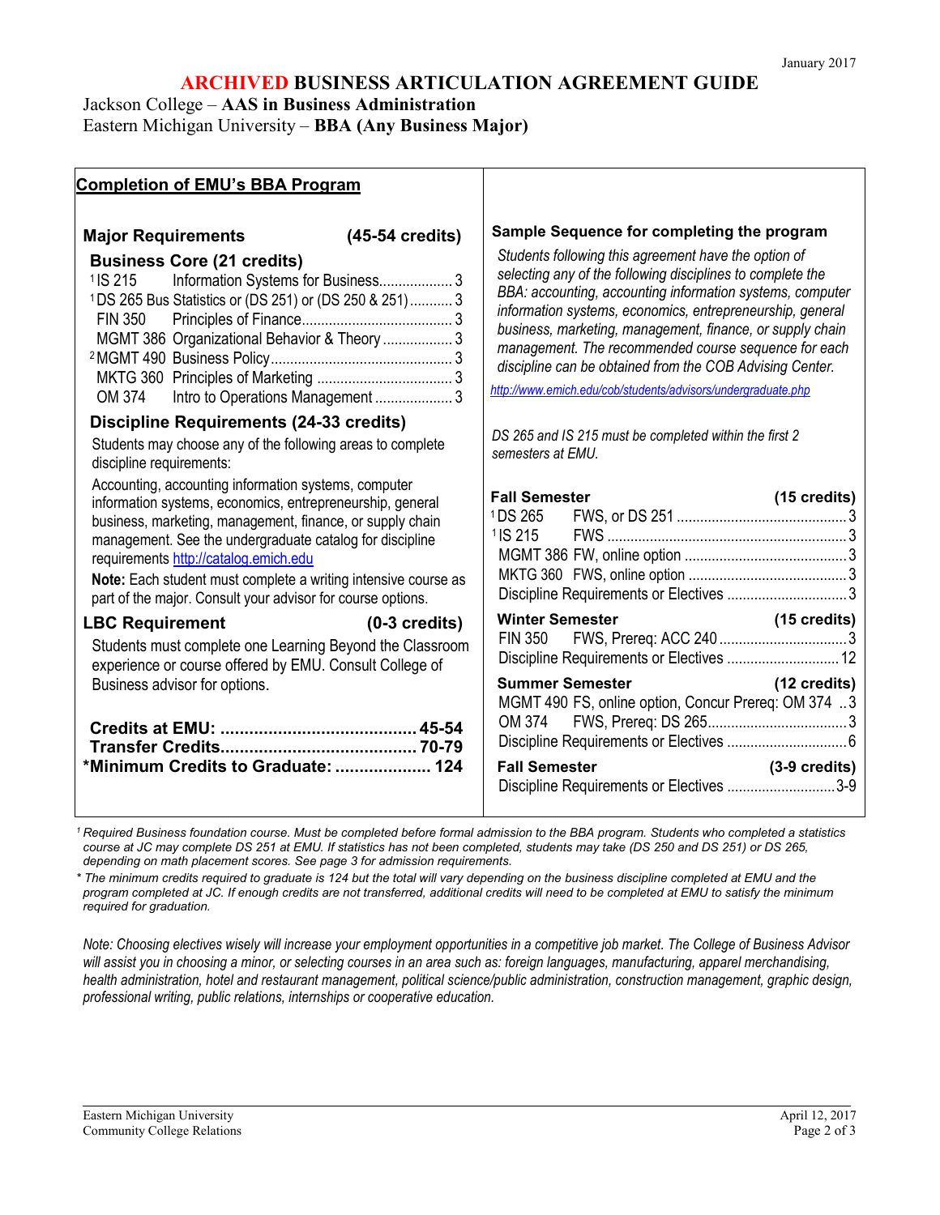January 2017

# ARCHIVED BUSINESS ARTICULATION AGREEMENT GUIDE

Jackson College – **AAS in Business Administration**
Eastern Michigan University – **BBA (Any Business Major)**

## Completion of EMU's BBA Program

### Major Requirements (45-54 credits)

**Business Core (21 credits)**

| Course | Title | Credits |
|---|---|---|
| [1]IS 215 | Information Systems for Business | 3 |
| [1]DS 265 | Bus Statistics or (DS 251) or (DS 250 & 251) | 3 |
| FIN 350 | Principles of Finance | 3 |
| MGMT 386 | Organizational Behavior & Theory | 3 |
| [2]MGMT 490 | Business Policy | 3 |
| MKTG 360 | Principles of Marketing | 3 |
| OM 374 | Intro to Operations Management | 3 |

**Discipline Requirements (24-33 credits)**

Students may choose any of the following areas to complete discipline requirements:

Accounting, accounting information systems, computer information systems, economics, entrepreneurship, general business, marketing, management, finance, or supply chain management. See the undergraduate catalog for discipline requirements http://catalog.emich.edu

**Note:** Each student must complete a writing intensive course as part of the major. Consult your advisor for course options.

### LBC Requirement (0-3 credits)

Students must complete one Learning Beyond the Classroom experience or course offered by EMU. Consult College of Business advisor for options.

**Credits at EMU: ......................................... 45-54**
**Transfer Credits......................................... 70-79**
**\*Minimum Credits to Graduate: .................... 124**

### Sample Sequence for completing the program

*Students following this agreement have the option of selecting any of the following disciplines to complete the BBA: accounting, accounting information systems, computer information systems, economics, entrepreneurship, general business, marketing, management, finance, or supply chain management. The recommended course sequence for each discipline can be obtained from the COB Advising Center.*

*http://www.emich.edu/cob/students/advisors/undergraduate.php*

*DS 265 and IS 215 must be completed within the first 2 semesters at EMU.*

**Fall Semester (15 credits)**

| Course | Notes | Credits |
|---|---|---|
| [1]DS 265 | FWS, or DS 251 | 3 |
| [1]IS 215 | FWS | 3 |
| MGMT 386 | FW, online option | 3 |
| MKTG 360 | FWS, online option | 3 |
| Discipline Requirements or Electives | | 3 |

**Winter Semester (15 credits)**

| Course | Notes | Credits |
|---|---|---|
| FIN 350 | FWS, Prereq: ACC 240 | 3 |
| Discipline Requirements or Electives | | 12 |

**Summer Semester (12 credits)**

| Course | Notes | Credits |
|---|---|---|
| MGMT 490 | FS, online option, Concur Prereq: OM 374 | 3 |
| OM 374 | FWS, Prereq: DS 265 | 3 |
| Discipline Requirements or Electives | | 6 |

**Fall Semester (3-9 credits)**

| Course | Notes | Credits |
|---|---|---|
| Discipline Requirements or Electives | | 3-9 |

*[1] Required Business foundation course. Must be completed before formal admission to the BBA program. Students who completed a statistics course at JC may complete DS 251 at EMU. If statistics has not been completed, students may take (DS 250 and DS 251) or DS 265, depending on math placement scores. See page 3 for admission requirements.*

*\* The minimum credits required to graduate is 124 but the total will vary depending on the business discipline completed at EMU and the program completed at JC. If enough credits are not transferred, additional credits will need to be completed at EMU to satisfy the minimum required for graduation.*

*Note: Choosing electives wisely will increase your employment opportunities in a competitive job market. The College of Business Advisor will assist you in choosing a minor, or selecting courses in an area such as: foreign languages, manufacturing, apparel merchandising, health administration, hotel and restaurant management, political science/public administration, construction management, graphic design, professional writing, public relations, internships or cooperative education.*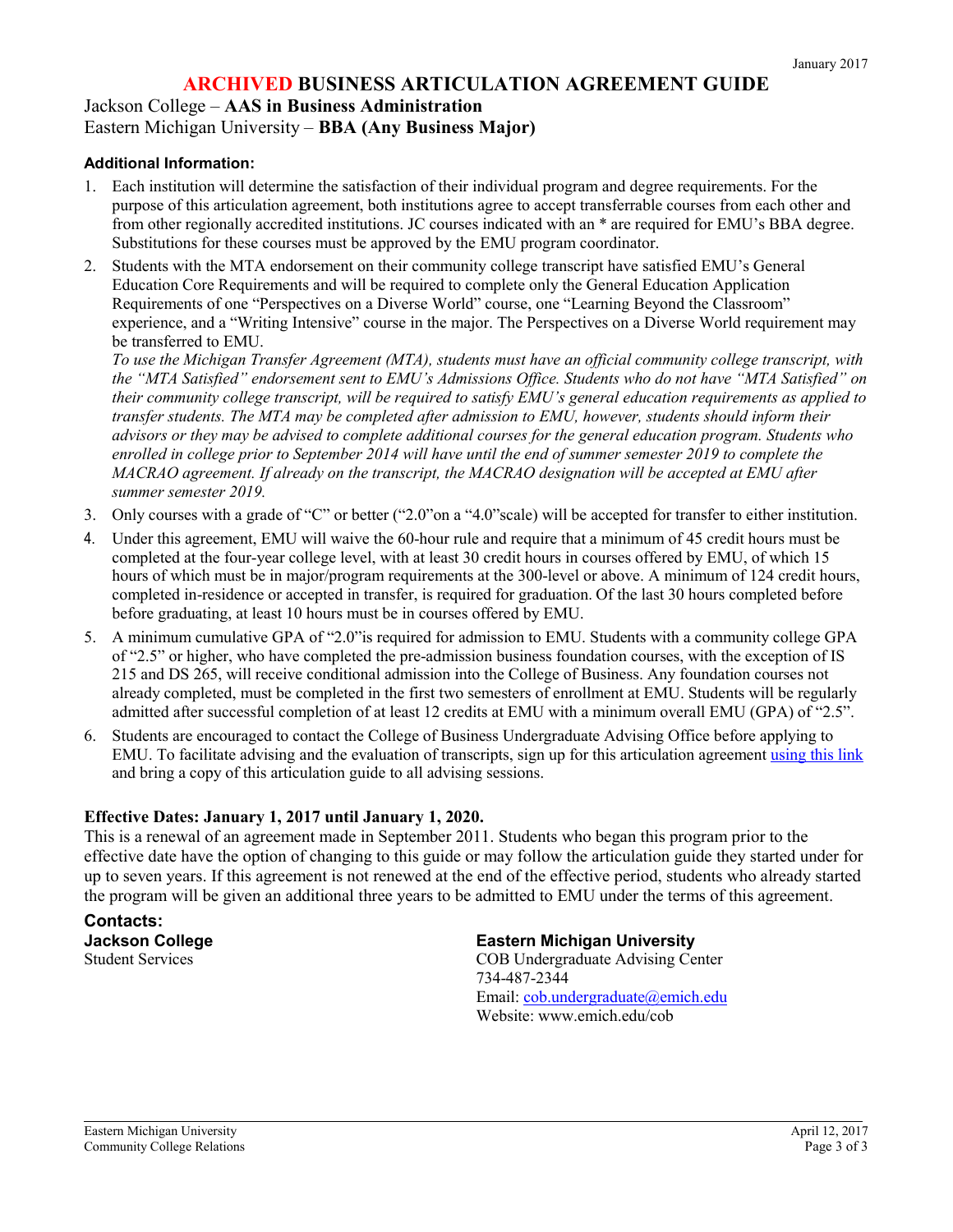January 2017

# ARCHIVED BUSINESS ARTICULATION AGREEMENT GUIDE

Jackson College – **AAS in Business Administration**
Eastern Michigan University – **BBA (Any Business Major)**

### Additional Information:

1. Each institution will determine the satisfaction of their individual program and degree requirements. For the purpose of this articulation agreement, both institutions agree to accept transferrable courses from each other and from other regionally accredited institutions. JC courses indicated with an * are required for EMU's BBA degree. Substitutions for these courses must be approved by the EMU program coordinator.
2. Students with the MTA endorsement on their community college transcript have satisfied EMU's General Education Core Requirements and will be required to complete only the General Education Application Requirements of one "Perspectives on a Diverse World" course, one "Learning Beyond the Classroom" experience, and a "Writing Intensive" course in the major. The Perspectives on a Diverse World requirement may be transferred to EMU.
   *To use the Michigan Transfer Agreement (MTA), students must have an official community college transcript, with the "MTA Satisfied" endorsement sent to EMU's Admissions Office. Students who do not have "MTA Satisfied" on their community college transcript, will be required to satisfy EMU's general education requirements as applied to transfer students. The MTA may be completed after admission to EMU, however, students should inform their advisors or they may be advised to complete additional courses for the general education program. Students who enrolled in college prior to September 2014 will have until the end of summer semester 2019 to complete the MACRAO agreement. If already on the transcript, the MACRAO designation will be accepted at EMU after summer semester 2019.*
3. Only courses with a grade of "C" or better ("2.0"on a "4.0"scale) will be accepted for transfer to either institution.
4. Under this agreement, EMU will waive the 60-hour rule and require that a minimum of 45 credit hours must be completed at the four-year college level, with at least 30 credit hours in courses offered by EMU, of which 15 hours of which must be in major/program requirements at the 300-level or above. A minimum of 124 credit hours, completed in-residence or accepted in transfer, is required for graduation. Of the last 30 hours completed before before graduating, at least 10 hours must be in courses offered by EMU.
5. A minimum cumulative GPA of "2.0"is required for admission to EMU. Students with a community college GPA of "2.5" or higher, who have completed the pre-admission business foundation courses, with the exception of IS 215 and DS 265, will receive conditional admission into the College of Business. Any foundation courses not already completed, must be completed in the first two semesters of enrollment at EMU. Students will be regularly admitted after successful completion of at least 12 credits at EMU with a minimum overall EMU (GPA) of "2.5".
6. Students are encouraged to contact the College of Business Undergraduate Advising Office before applying to EMU. To facilitate advising and the evaluation of transcripts, sign up for this articulation agreement using this link and bring a copy of this articulation guide to all advising sessions.

**Effective Dates: January 1, 2017 until January 1, 2020.**

This is a renewal of an agreement made in September 2011. Students who began this program prior to the effective date have the option of changing to this guide or may follow the articulation guide they started under for up to seven years. If this agreement is not renewed at the end of the effective period, students who already started the program will be given an additional three years to be admitted to EMU under the terms of this agreement.

### Contacts:

**Jackson College**
Student Services

**Eastern Michigan University**
COB Undergraduate Advising Center
734-487-2344
Email: cob.undergraduate@emich.edu
Website: www.emich.edu/cob

Eastern Michigan University
Community College Relations

April 12, 2017